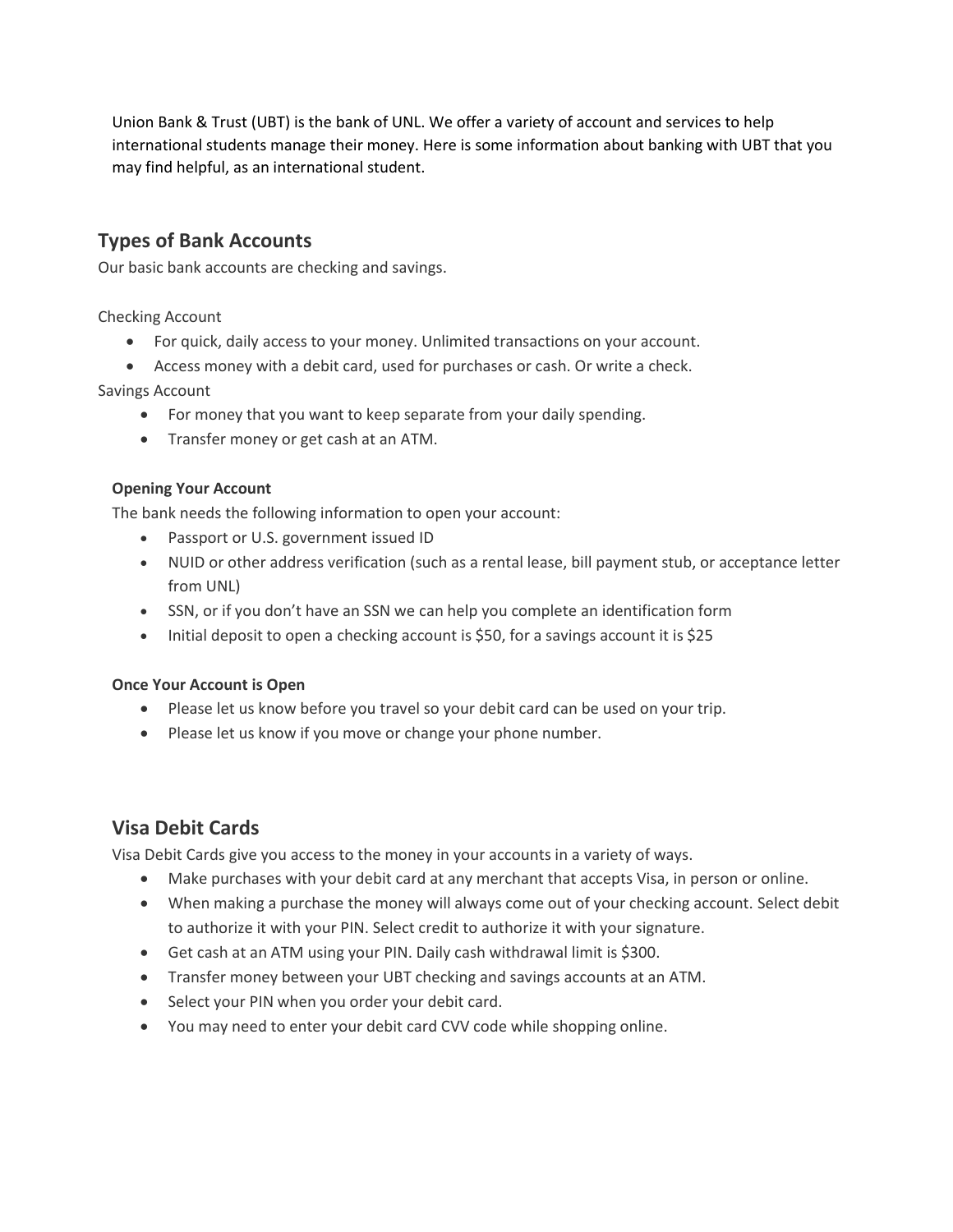Union Bank & Trust (UBT) is the bank of UNL. We offer a variety of account and services to help international students manage their money. Here is some information about banking with UBT that you may find helpful, as an international student.

## Types of Bank Accounts

Our basic bank accounts are checking and savings.

Checking Account

- For quick, daily access to your money. Unlimited transactions on your account.
- Access money with a debit card, used for purchases or cash. Or write a check.

Savings Account

- For money that you want to keep separate from your daily spending.
- Transfer money or get cash at an ATM.

**Opening Your Account**

The bank needs the following information to open your account:

- Passport or U.S. government issued ID
- NUID or other address verification (such as a rental lease, bill payment stub, or acceptance letter from UNL)
- SSN, or if you don't have an SSN we can help you complete an identification form
- Initial deposit to open a checking account is $50, for a savings account it is $25

**Once Your Account is Open**

- Please let us know before you travel so your debit card can be used on your trip.
- Please let us know if you move or change your phone number.

## Visa Debit Cards

Visa Debit Cards give you access to the money in your accounts in a variety of ways.

- Make purchases with your debit card at any merchant that accepts Visa, in person or online.
- When making a purchase the money will always come out of your checking account. Select debit to authorize it with your PIN. Select credit to authorize it with your signature.
- Get cash at an ATM using your PIN. Daily cash withdrawal limit is $300.
- Transfer money between your UBT checking and savings accounts at an ATM.
- Select your PIN when you order your debit card.
- You may need to enter your debit card CVV code while shopping online.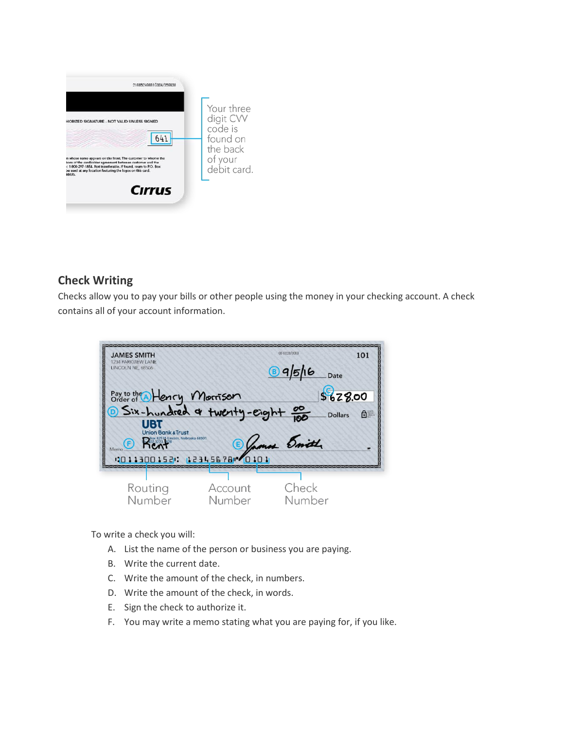Your three digit CVV code is found on the back of your debit card.

## Check Writing

Checks allow you to pay your bills or other people using the money in your checking account. A check contains all of your account information.

Routing Number

Account Number

Check Number

To write a check you will:

A. List the name of the person or business you are paying.
B. Write the current date.
C. Write the amount of the check, in numbers.
D. Write the amount of the check, in words.
E. Sign the check to authorize it.
F. You may write a memo stating what you are paying for, if you like.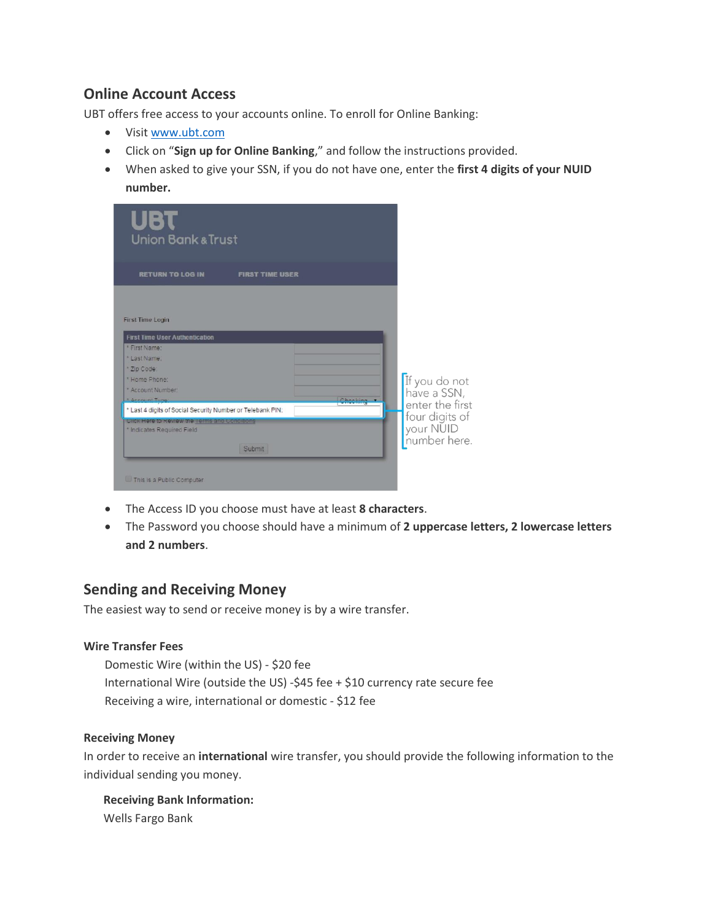## Online Account Access

UBT offers free access to your accounts online. To enroll for Online Banking:

- Visit [www.ubt.com](http://www.ubt.com)
- Click on "**Sign up for Online Banking**," and follow the instructions provided.
- When asked to give your SSN, if you do not have one, enter the **first 4 digits of your NUID number.**

If you do not have a SSN, enter the first four digits of your NUID number here.

- The Access ID you choose must have at least **8 characters**.
- The Password you choose should have a minimum of **2 uppercase letters, 2 lowercase letters and 2 numbers**.

## Sending and Receiving Money

The easiest way to send or receive money is by a wire transfer.

### Wire Transfer Fees

Domestic Wire (within the US) - $20 fee
International Wire (outside the US) -$45 fee + $10 currency rate secure fee
Receiving a wire, international or domestic - $12 fee

### Receiving Money

In order to receive an **international** wire transfer, you should provide the following information to the individual sending you money.

**Receiving Bank Information:**
Wells Fargo Bank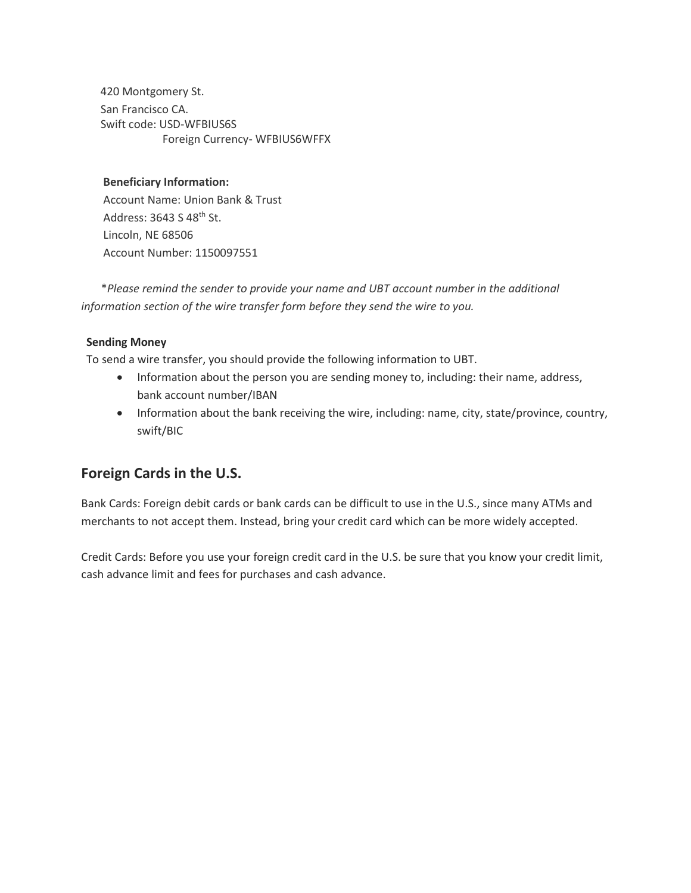420 Montgomery St.
San Francisco CA.
Swift code: USD-WFBIUS6S
Foreign Currency- WFBIUS6WFFX

**Beneficiary Information:**
Account Name: Union Bank & Trust
Address: 3643 S 48th St.
Lincoln, NE 68506
Account Number: 1150097551

**Please remind the sender to provide your name and UBT account number in the additional information section of the wire transfer form before they send the wire to you.*

**Sending Money**

To send a wire transfer, you should provide the following information to UBT.

- Information about the person you are sending money to, including: their name, address, bank account number/IBAN
- Information about the bank receiving the wire, including: name, city, state/province, country, swift/BIC

## Foreign Cards in the U.S.

Bank Cards: Foreign debit cards or bank cards can be difficult to use in the U.S., since many ATMs and merchants to not accept them. Instead, bring your credit card which can be more widely accepted.

Credit Cards: Before you use your foreign credit card in the U.S. be sure that you know your credit limit, cash advance limit and fees for purchases and cash advance.